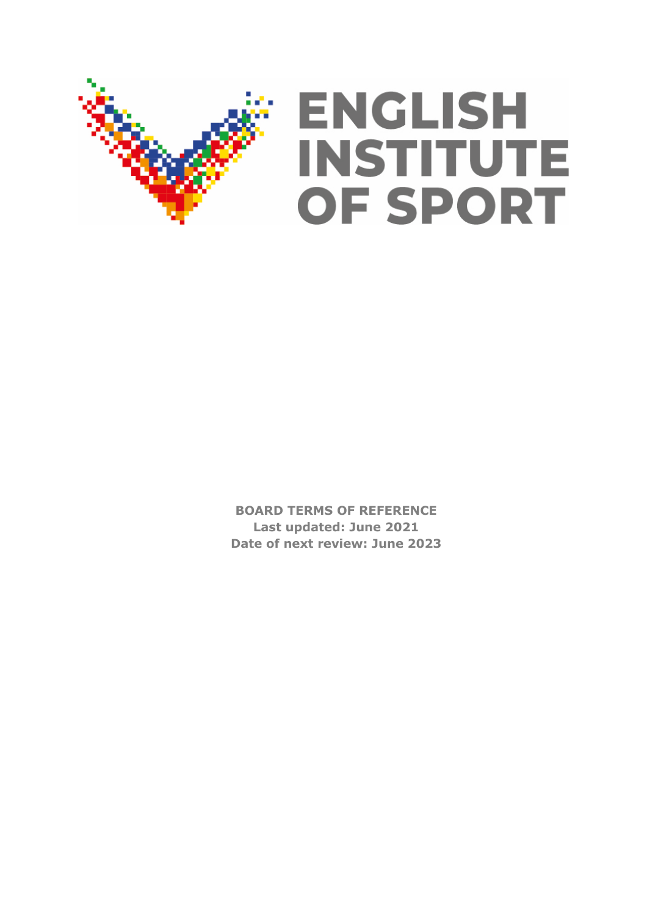# ENGLISH INSTITUTE OF SPORT

**BOARD TERMS OF REFERENCE**
**Last updated: June 2021**
**Date of next review: June 2023**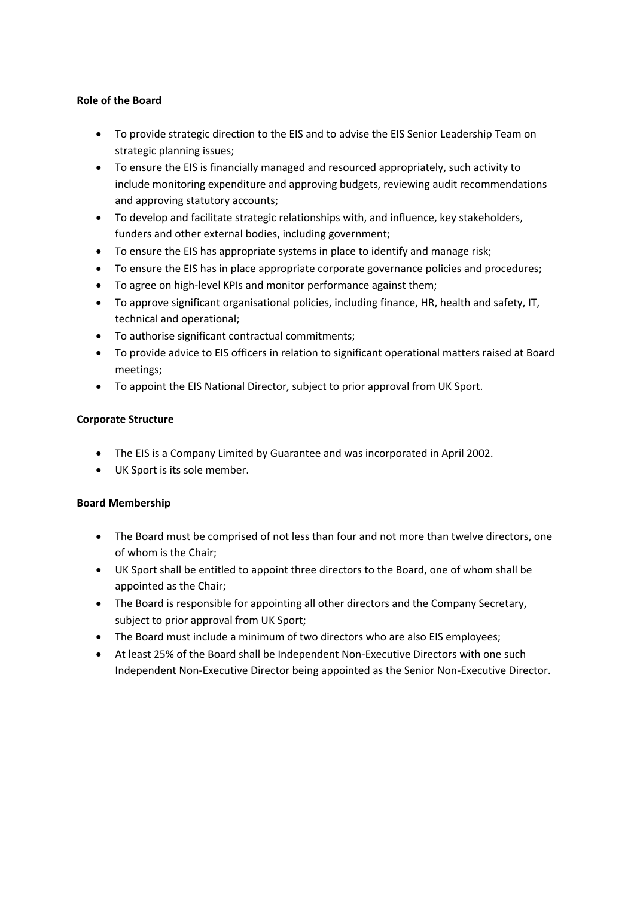**Role of the Board**

- To provide strategic direction to the EIS and to advise the EIS Senior Leadership Team on strategic planning issues;
- To ensure the EIS is financially managed and resourced appropriately, such activity to include monitoring expenditure and approving budgets, reviewing audit recommendations and approving statutory accounts;
- To develop and facilitate strategic relationships with, and influence, key stakeholders, funders and other external bodies, including government;
- To ensure the EIS has appropriate systems in place to identify and manage risk;
- To ensure the EIS has in place appropriate corporate governance policies and procedures;
- To agree on high-level KPIs and monitor performance against them;
- To approve significant organisational policies, including finance, HR, health and safety, IT, technical and operational;
- To authorise significant contractual commitments;
- To provide advice to EIS officers in relation to significant operational matters raised at Board meetings;
- To appoint the EIS National Director, subject to prior approval from UK Sport.

**Corporate Structure**

- The EIS is a Company Limited by Guarantee and was incorporated in April 2002.
- UK Sport is its sole member.

**Board Membership**

- The Board must be comprised of not less than four and not more than twelve directors, one of whom is the Chair;
- UK Sport shall be entitled to appoint three directors to the Board, one of whom shall be appointed as the Chair;
- The Board is responsible for appointing all other directors and the Company Secretary, subject to prior approval from UK Sport;
- The Board must include a minimum of two directors who are also EIS employees;
- At least 25% of the Board shall be Independent Non-Executive Directors with one such Independent Non-Executive Director being appointed as the Senior Non-Executive Director.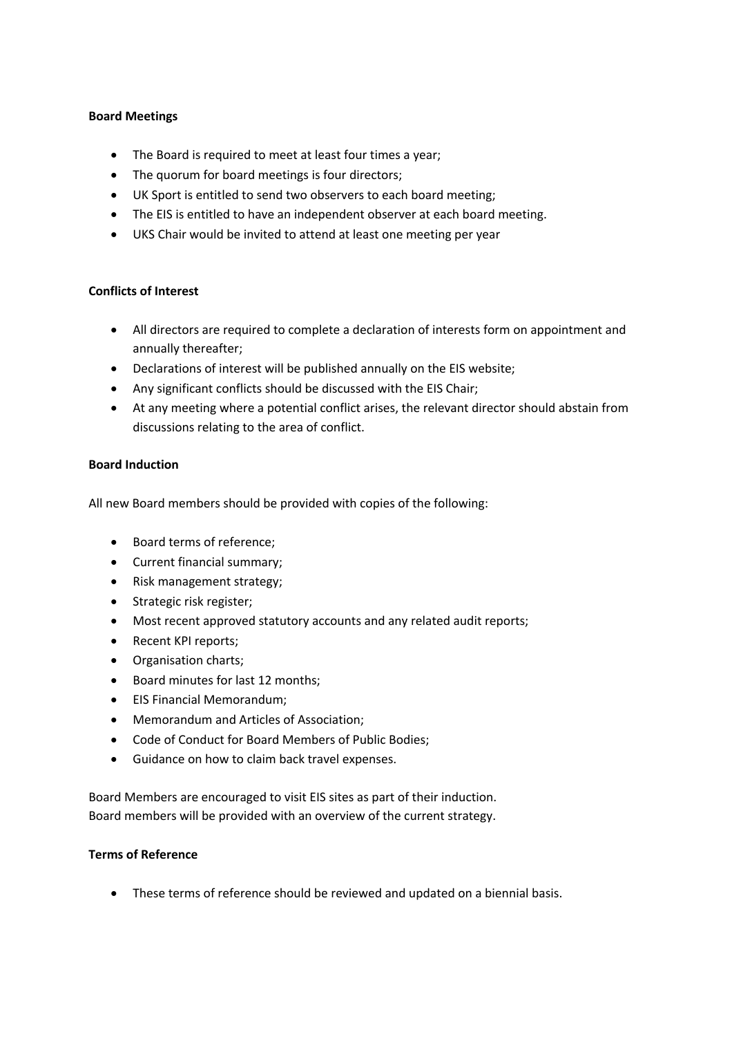**Board Meetings**

- The Board is required to meet at least four times a year;
- The quorum for board meetings is four directors;
- UK Sport is entitled to send two observers to each board meeting;
- The EIS is entitled to have an independent observer at each board meeting.
- UKS Chair would be invited to attend at least one meeting per year

**Conflicts of Interest**

- All directors are required to complete a declaration of interests form on appointment and annually thereafter;
- Declarations of interest will be published annually on the EIS website;
- Any significant conflicts should be discussed with the EIS Chair;
- At any meeting where a potential conflict arises, the relevant director should abstain from discussions relating to the area of conflict.

**Board Induction**

All new Board members should be provided with copies of the following:

- Board terms of reference;
- Current financial summary;
- Risk management strategy;
- Strategic risk register;
- Most recent approved statutory accounts and any related audit reports;
- Recent KPI reports;
- Organisation charts;
- Board minutes for last 12 months;
- EIS Financial Memorandum;
- Memorandum and Articles of Association;
- Code of Conduct for Board Members of Public Bodies;
- Guidance on how to claim back travel expenses.

Board Members are encouraged to visit EIS sites as part of their induction.
Board members will be provided with an overview of the current strategy.

**Terms of Reference**

- These terms of reference should be reviewed and updated on a biennial basis.